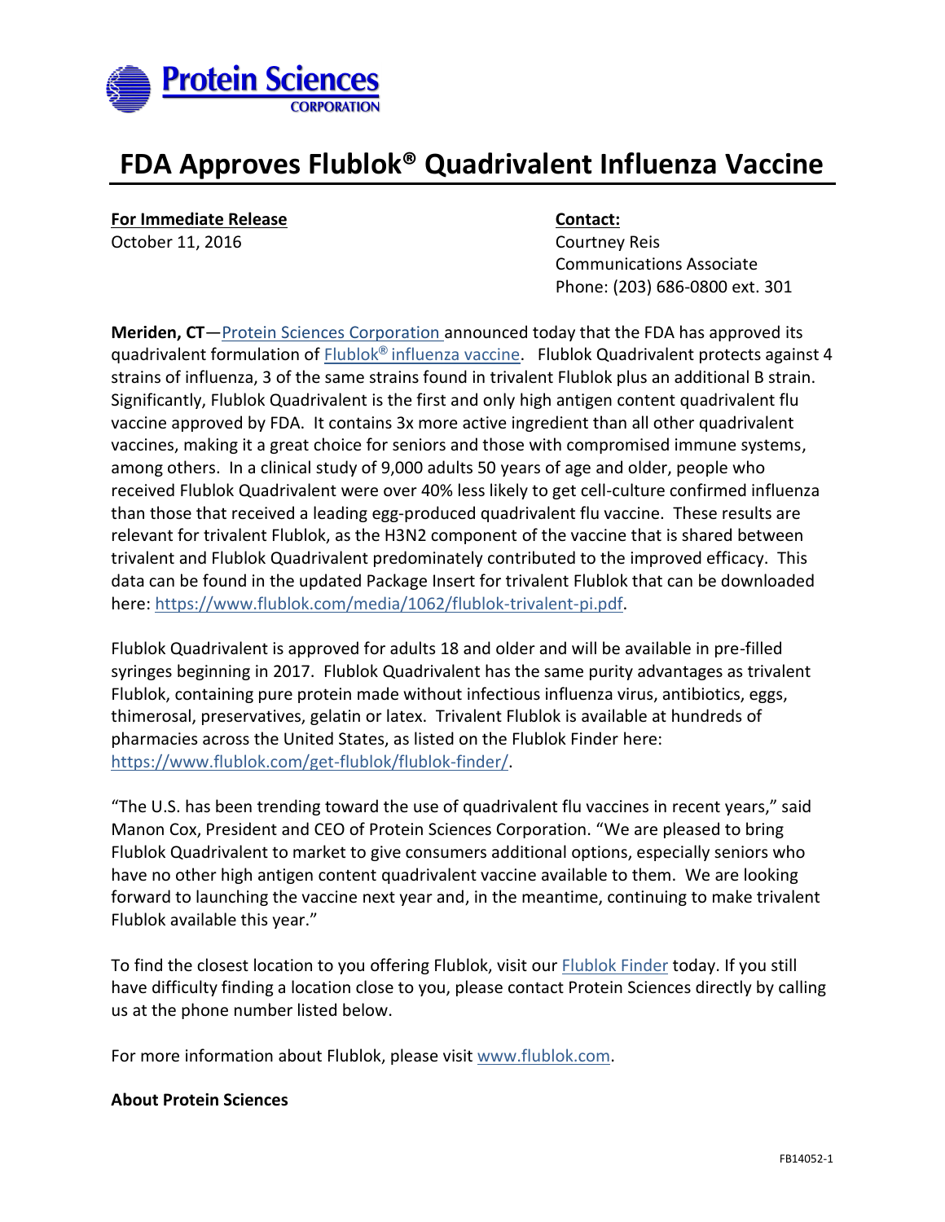Protein Sciences CORPORATION

# FDA Approves Flublok® Quadrivalent Influenza Vaccine

**For Immediate Release**
October 11, 2016

**Contact:**
Courtney Reis
Communications Associate
Phone: (203) 686-0800 ext. 301

**Meriden, CT**—Protein Sciences Corporation announced today that the FDA has approved its quadrivalent formulation of Flublok® influenza vaccine. Flublok Quadrivalent protects against 4 strains of influenza, 3 of the same strains found in trivalent Flublok plus an additional B strain. Significantly, Flublok Quadrivalent is the first and only high antigen content quadrivalent flu vaccine approved by FDA. It contains 3x more active ingredient than all other quadrivalent vaccines, making it a great choice for seniors and those with compromised immune systems, among others. In a clinical study of 9,000 adults 50 years of age and older, people who received Flublok Quadrivalent were over 40% less likely to get cell-culture confirmed influenza than those that received a leading egg-produced quadrivalent flu vaccine. These results are relevant for trivalent Flublok, as the H3N2 component of the vaccine that is shared between trivalent and Flublok Quadrivalent predominately contributed to the improved efficacy. This data can be found in the updated Package Insert for trivalent Flublok that can be downloaded here: https://www.flublok.com/media/1062/flublok-trivalent-pi.pdf.

Flublok Quadrivalent is approved for adults 18 and older and will be available in pre-filled syringes beginning in 2017. Flublok Quadrivalent has the same purity advantages as trivalent Flublok, containing pure protein made without infectious influenza virus, antibiotics, eggs, thimerosal, preservatives, gelatin or latex. Trivalent Flublok is available at hundreds of pharmacies across the United States, as listed on the Flublok Finder here: https://www.flublok.com/get-flublok/flublok-finder/.

"The U.S. has been trending toward the use of quadrivalent flu vaccines in recent years," said Manon Cox, President and CEO of Protein Sciences Corporation. "We are pleased to bring Flublok Quadrivalent to market to give consumers additional options, especially seniors who have no other high antigen content quadrivalent vaccine available to them. We are looking forward to launching the vaccine next year and, in the meantime, continuing to make trivalent Flublok available this year."

To find the closest location to you offering Flublok, visit our Flublok Finder today. If you still have difficulty finding a location close to you, please contact Protein Sciences directly by calling us at the phone number listed below.

For more information about Flublok, please visit www.flublok.com.

**About Protein Sciences**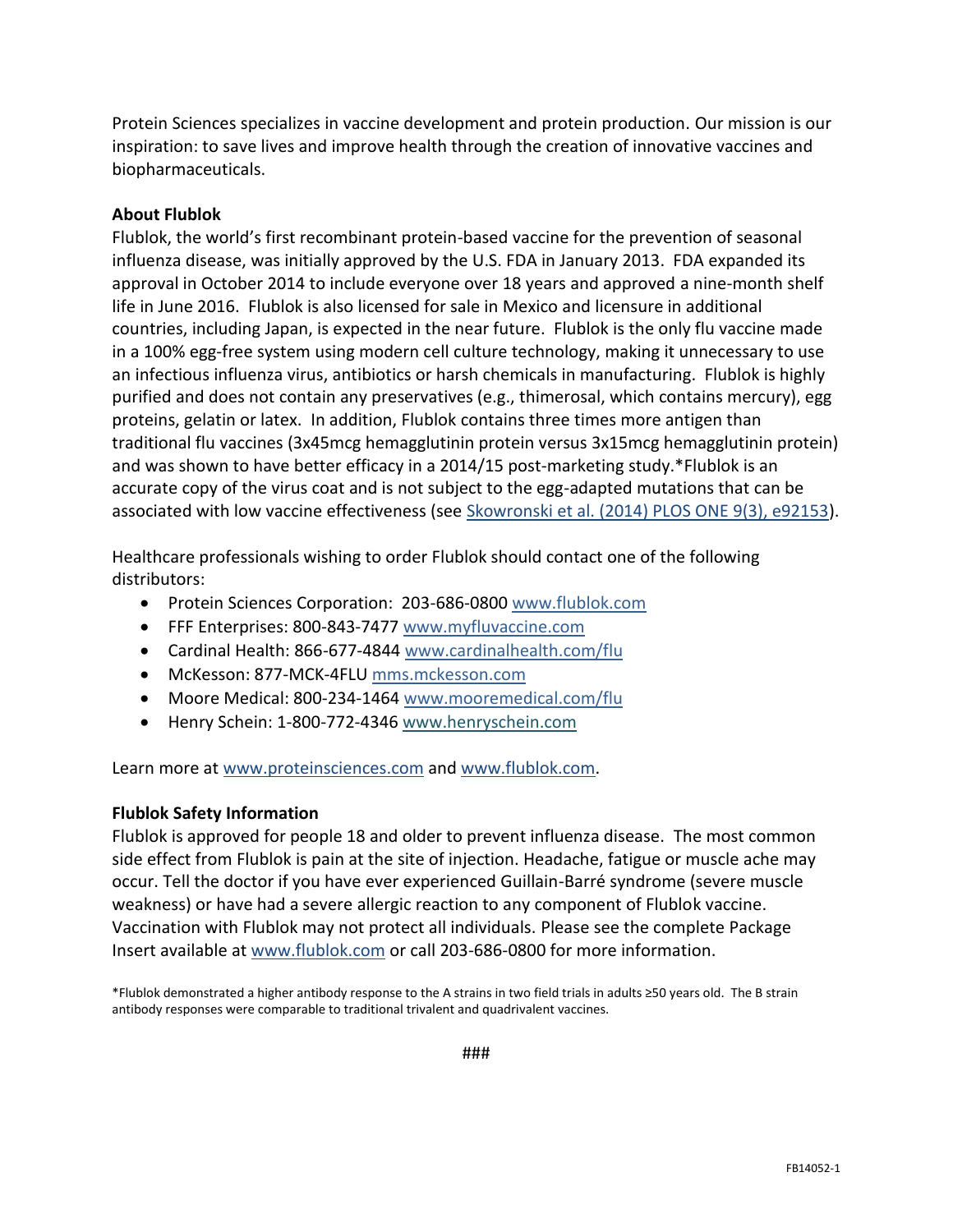Protein Sciences specializes in vaccine development and protein production. Our mission is our inspiration: to save lives and improve health through the creation of innovative vaccines and biopharmaceuticals.

**About Flublok**

Flublok, the world's first recombinant protein-based vaccine for the prevention of seasonal influenza disease, was initially approved by the U.S. FDA in January 2013. FDA expanded its approval in October 2014 to include everyone over 18 years and approved a nine-month shelf life in June 2016. Flublok is also licensed for sale in Mexico and licensure in additional countries, including Japan, is expected in the near future. Flublok is the only flu vaccine made in a 100% egg-free system using modern cell culture technology, making it unnecessary to use an infectious influenza virus, antibiotics or harsh chemicals in manufacturing. Flublok is highly purified and does not contain any preservatives (e.g., thimerosal, which contains mercury), egg proteins, gelatin or latex. In addition, Flublok contains three times more antigen than traditional flu vaccines (3x45mcg hemagglutinin protein versus 3x15mcg hemagglutinin protein) and was shown to have better efficacy in a 2014/15 post-marketing study.*Flublok is an accurate copy of the virus coat and is not subject to the egg-adapted mutations that can be associated with low vaccine effectiveness (see Skowronski et al. (2014) PLOS ONE 9(3), e92153).

Healthcare professionals wishing to order Flublok should contact one of the following distributors:

- Protein Sciences Corporation: 203-686-0800 www.flublok.com
- FFF Enterprises: 800-843-7477 www.myfluvaccine.com
- Cardinal Health: 866-677-4844 www.cardinalhealth.com/flu
- McKesson: 877-MCK-4FLU mms.mckesson.com
- Moore Medical: 800-234-1464 www.mooremedical.com/flu
- Henry Schein: 1-800-772-4346 www.henryschein.com

Learn more at www.proteinsciences.com and www.flublok.com.

**Flublok Safety Information**

Flublok is approved for people 18 and older to prevent influenza disease. The most common side effect from Flublok is pain at the site of injection. Headache, fatigue or muscle ache may occur. Tell the doctor if you have ever experienced Guillain-Barré syndrome (severe muscle weakness) or have had a severe allergic reaction to any component of Flublok vaccine. Vaccination with Flublok may not protect all individuals. Please see the complete Package Insert available at www.flublok.com or call 203-686-0800 for more information.

*Flublok demonstrated a higher antibody response to the A strains in two field trials in adults ≥50 years old. The B strain antibody responses were comparable to traditional trivalent and quadrivalent vaccines.

###

FB14052-1